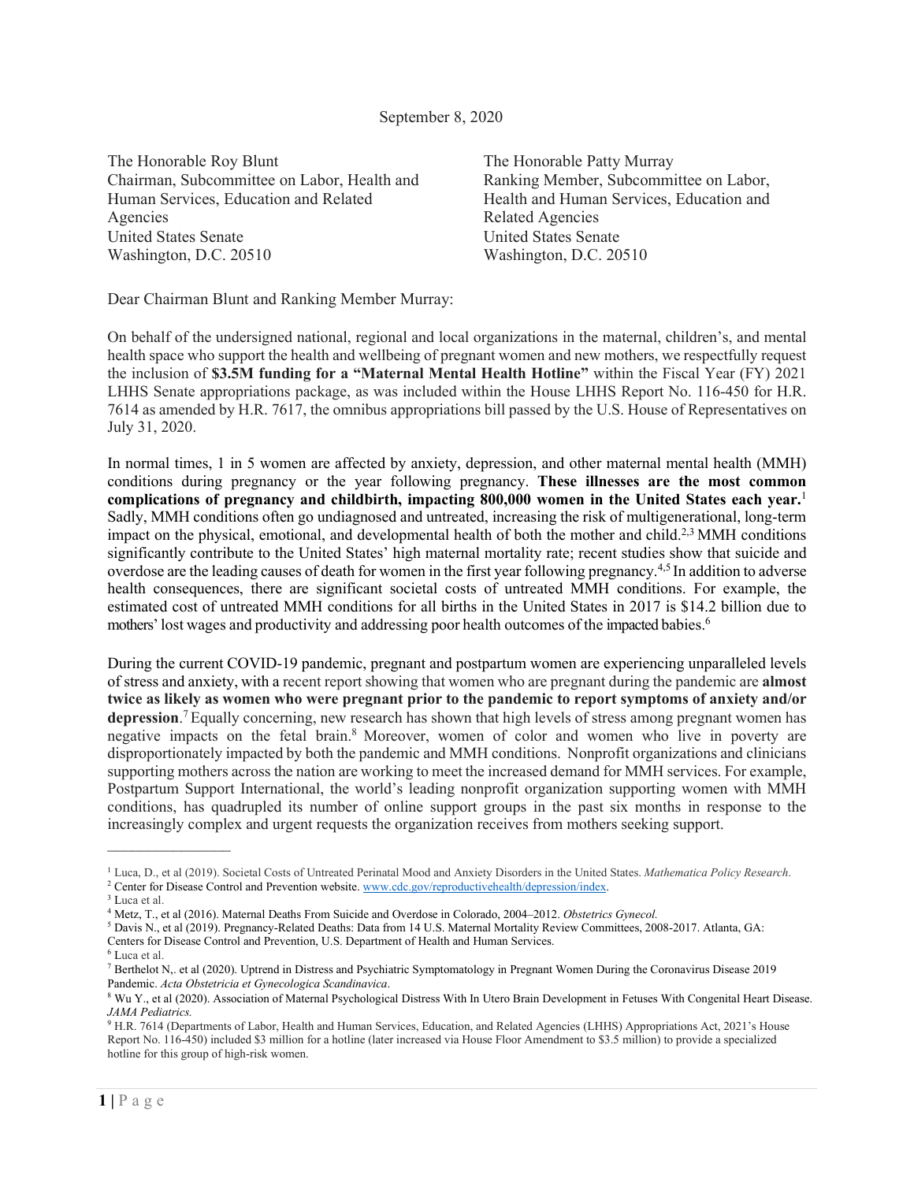September 8, 2020

The Honorable Roy Blunt
Chairman, Subcommittee on Labor, Health and Human Services, Education and Related Agencies
United States Senate
Washington, D.C. 20510

The Honorable Patty Murray
Ranking Member, Subcommittee on Labor, Health and Human Services, Education and Related Agencies
United States Senate
Washington, D.C. 20510

Dear Chairman Blunt and Ranking Member Murray:

On behalf of the undersigned national, regional and local organizations in the maternal, children's, and mental health space who support the health and wellbeing of pregnant women and new mothers, we respectfully request the inclusion of **$3.5M funding for a "Maternal Mental Health Hotline"** within the Fiscal Year (FY) 2021 LHHS Senate appropriations package, as was included within the House LHHS Report No. 116-450 for H.R. 7614 as amended by H.R. 7617, the omnibus appropriations bill passed by the U.S. House of Representatives on July 31, 2020.

In normal times, 1 in 5 women are affected by anxiety, depression, and other maternal mental health (MMH) conditions during pregnancy or the year following pregnancy. **These illnesses are the most common complications of pregnancy and childbirth, impacting 800,000 women in the United States each year.**[1] Sadly, MMH conditions often go undiagnosed and untreated, increasing the risk of multigenerational, long-term impact on the physical, emotional, and developmental health of both the mother and child.[2,3] MMH conditions significantly contribute to the United States' high maternal mortality rate; recent studies show that suicide and overdose are the leading causes of death for women in the first year following pregnancy.[4,5] In addition to adverse health consequences, there are significant societal costs of untreated MMH conditions. For example, the estimated cost of untreated MMH conditions for all births in the United States in 2017 is $14.2 billion due to mothers' lost wages and productivity and addressing poor health outcomes of the impacted babies.[6]

During the current COVID-19 pandemic, pregnant and postpartum women are experiencing unparalleled levels of stress and anxiety, with a recent report showing that women who are pregnant during the pandemic are **almost twice as likely as women who were pregnant prior to the pandemic to report symptoms of anxiety and/or depression**.[7] Equally concerning, new research has shown that high levels of stress among pregnant women has negative impacts on the fetal brain.[8] Moreover, women of color and women who live in poverty are disproportionately impacted by both the pandemic and MMH conditions. Nonprofit organizations and clinicians supporting mothers across the nation are working to meet the increased demand for MMH services. For example, Postpartum Support International, the world's leading nonprofit organization supporting women with MMH conditions, has quadrupled its number of online support groups in the past six months in response to the increasingly complex and urgent requests the organization receives from mothers seeking support.

---

[1] Luca, D., et al (2019). Societal Costs of Untreated Perinatal Mood and Anxiety Disorders in the United States. *Mathematica Policy Research*.
[2] Center for Disease Control and Prevention website. www.cdc.gov/reproductivehealth/depression/index.
[3] Luca et al.
[4] Metz, T., et al (2016). Maternal Deaths From Suicide and Overdose in Colorado, 2004–2012. *Obstetrics Gynecol.*
[5] Davis N., et al (2019). Pregnancy-Related Deaths: Data from 14 U.S. Maternal Mortality Review Committees, 2008-2017. Atlanta, GA: Centers for Disease Control and Prevention, U.S. Department of Health and Human Services.
[6] Luca et al.
[7] Berthelot N,. et al (2020). Uptrend in Distress and Psychiatric Symptomatology in Pregnant Women During the Coronavirus Disease 2019 Pandemic. *Acta Obstetricia et Gynecologica Scandinavica*.
[8] Wu Y., et al (2020). Association of Maternal Psychological Distress With In Utero Brain Development in Fetuses With Congenital Heart Disease. *JAMA Pediatrics.*
[9] H.R. 7614 (Departments of Labor, Health and Human Services, Education, and Related Agencies (LHHS) Appropriations Act, 2021's House Report No. 116-450) included $3 million for a hotline (later increased via House Floor Amendment to $3.5 million) to provide a specialized hotline for this group of high-risk women.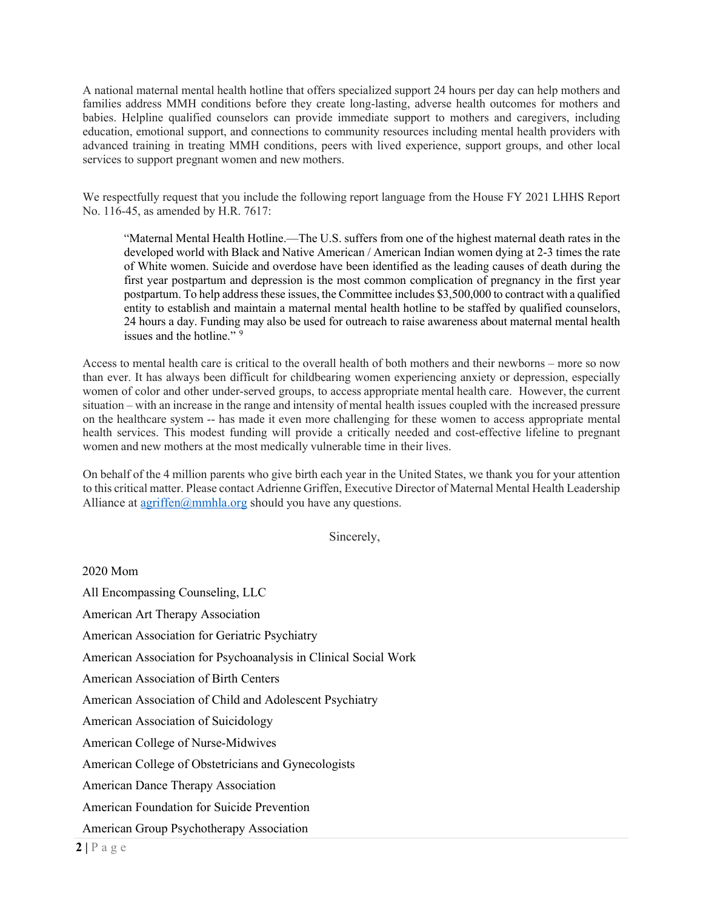A national maternal mental health hotline that offers specialized support 24 hours per day can help mothers and families address MMH conditions before they create long-lasting, adverse health outcomes for mothers and babies. Helpline qualified counselors can provide immediate support to mothers and caregivers, including education, emotional support, and connections to community resources including mental health providers with advanced training in treating MMH conditions, peers with lived experience, support groups, and other local services to support pregnant women and new mothers.

We respectfully request that you include the following report language from the House FY 2021 LHHS Report No. 116-45, as amended by H.R. 7617:

> "Maternal Mental Health Hotline.—The U.S. suffers from one of the highest maternal death rates in the developed world with Black and Native American / American Indian women dying at 2-3 times the rate of White women. Suicide and overdose have been identified as the leading causes of death during the first year postpartum and depression is the most common complication of pregnancy in the first year postpartum. To help address these issues, the Committee includes $3,500,000 to contract with a qualified entity to establish and maintain a maternal mental health hotline to be staffed by qualified counselors, 24 hours a day. Funding may also be used for outreach to raise awareness about maternal mental health issues and the hotline." [9]

Access to mental health care is critical to the overall health of both mothers and their newborns – more so now than ever. It has always been difficult for childbearing women experiencing anxiety or depression, especially women of color and other under-served groups, to access appropriate mental health care. However, the current situation – with an increase in the range and intensity of mental health issues coupled with the increased pressure on the healthcare system -- has made it even more challenging for these women to access appropriate mental health services. This modest funding will provide a critically needed and cost-effective lifeline to pregnant women and new mothers at the most medically vulnerable time in their lives.

On behalf of the 4 million parents who give birth each year in the United States, we thank you for your attention to this critical matter. Please contact Adrienne Griffen, Executive Director of Maternal Mental Health Leadership Alliance at agriffen@mmhla.org should you have any questions.

Sincerely,

2020 Mom

All Encompassing Counseling, LLC

American Art Therapy Association

American Association for Geriatric Psychiatry

American Association for Psychoanalysis in Clinical Social Work

American Association of Birth Centers

American Association of Child and Adolescent Psychiatry

American Association of Suicidology

American College of Nurse-Midwives

American College of Obstetricians and Gynecologists

American Dance Therapy Association

American Foundation for Suicide Prevention

American Group Psychotherapy Association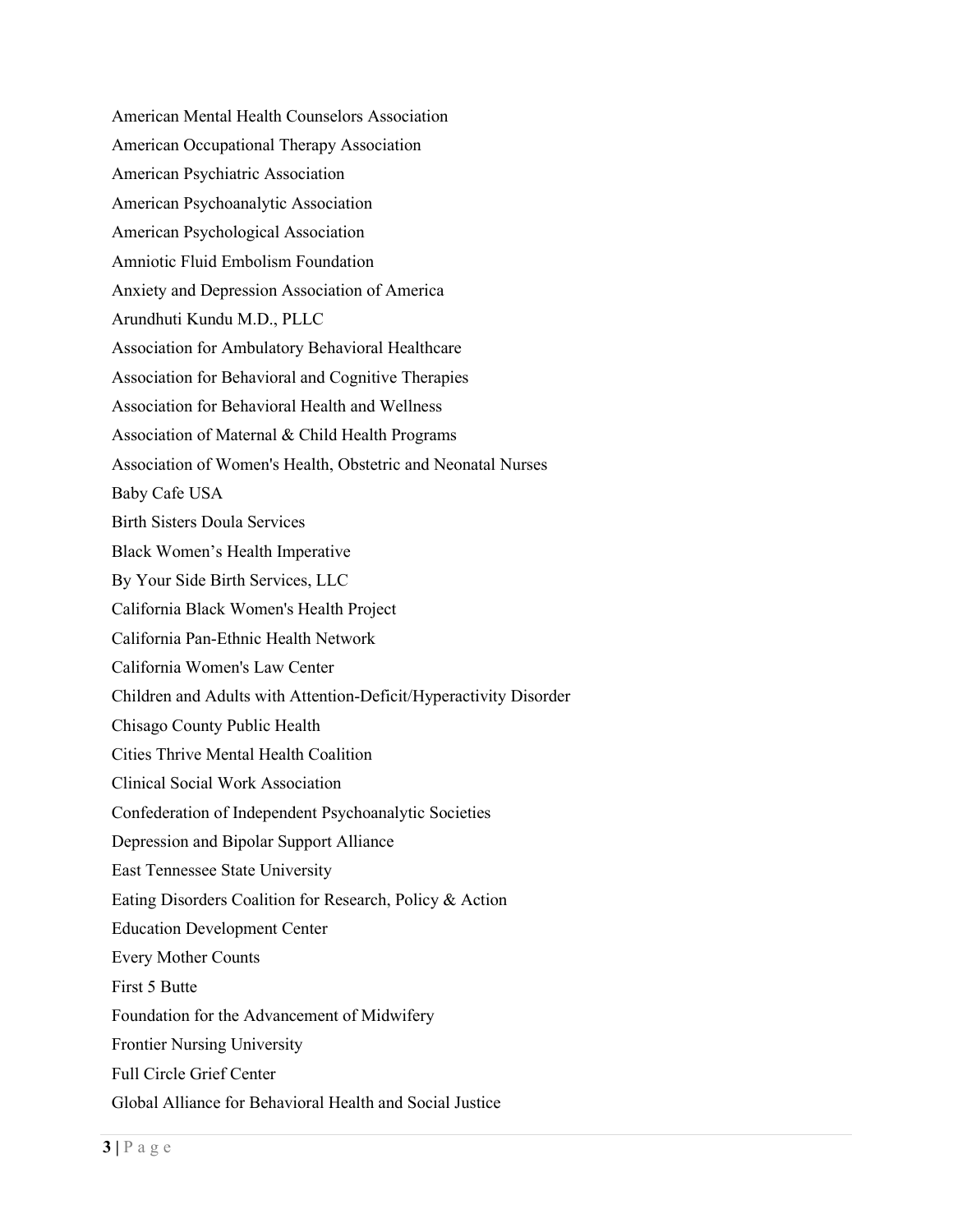American Mental Health Counselors Association

American Occupational Therapy Association

American Psychiatric Association

American Psychoanalytic Association

American Psychological Association

Amniotic Fluid Embolism Foundation

Anxiety and Depression Association of America

Arundhuti Kundu M.D., PLLC

Association for Ambulatory Behavioral Healthcare

Association for Behavioral and Cognitive Therapies

Association for Behavioral Health and Wellness

Association of Maternal & Child Health Programs

Association of Women's Health, Obstetric and Neonatal Nurses

Baby Cafe USA

Birth Sisters Doula Services

Black Women's Health Imperative

By Your Side Birth Services, LLC

California Black Women's Health Project

California Pan-Ethnic Health Network

California Women's Law Center

Children and Adults with Attention-Deficit/Hyperactivity Disorder

Chisago County Public Health

Cities Thrive Mental Health Coalition

Clinical Social Work Association

Confederation of Independent Psychoanalytic Societies

Depression and Bipolar Support Alliance

East Tennessee State University

Eating Disorders Coalition for Research, Policy & Action

Education Development Center

Every Mother Counts

First 5 Butte

Foundation for the Advancement of Midwifery

Frontier Nursing University

Full Circle Grief Center

Global Alliance for Behavioral Health and Social Justice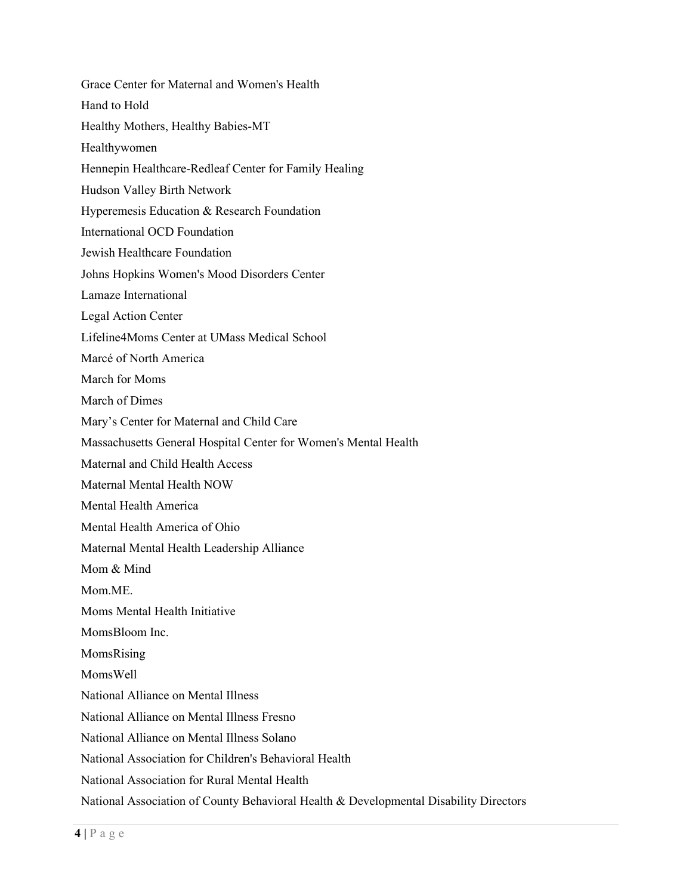Grace Center for Maternal and Women's Health

Hand to Hold

Healthy Mothers, Healthy Babies-MT

Healthywomen

Hennepin Healthcare-Redleaf Center for Family Healing

Hudson Valley Birth Network

Hyperemesis Education & Research Foundation

International OCD Foundation

Jewish Healthcare Foundation

Johns Hopkins Women's Mood Disorders Center

Lamaze International

Legal Action Center

Lifeline4Moms Center at UMass Medical School

Marcé of North America

March for Moms

March of Dimes

Mary's Center for Maternal and Child Care

Massachusetts General Hospital Center for Women's Mental Health

Maternal and Child Health Access

Maternal Mental Health NOW

Mental Health America

Mental Health America of Ohio

Maternal Mental Health Leadership Alliance

Mom & Mind

Mom.ME.

Moms Mental Health Initiative

MomsBloom Inc.

MomsRising

MomsWell

National Alliance on Mental Illness

National Alliance on Mental Illness Fresno

National Alliance on Mental Illness Solano

National Association for Children's Behavioral Health

National Association for Rural Mental Health

National Association of County Behavioral Health & Developmental Disability Directors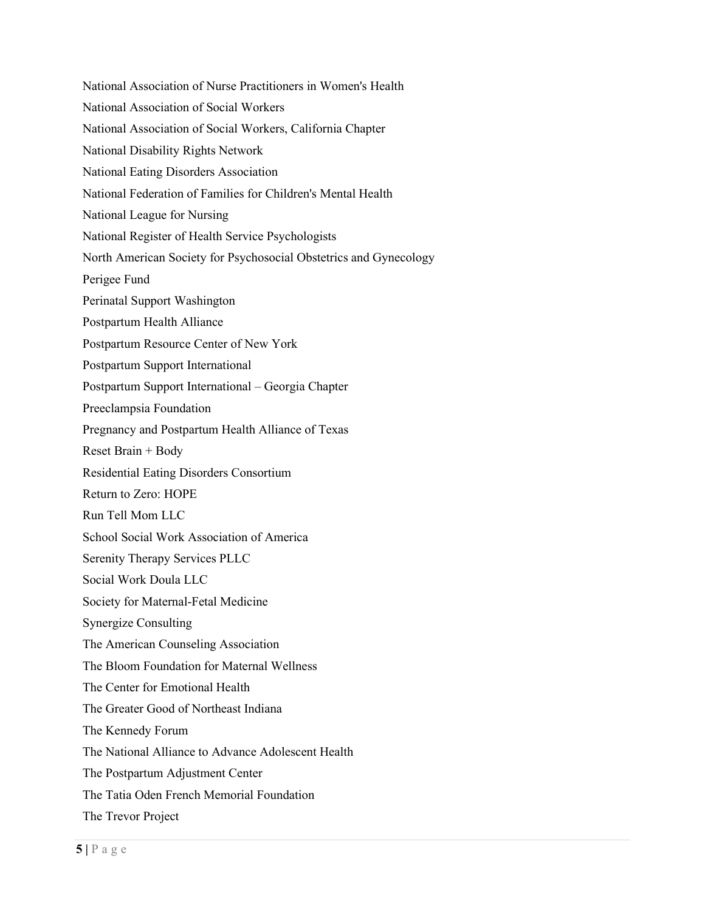National Association of Nurse Practitioners in Women's Health

National Association of Social Workers

National Association of Social Workers, California Chapter

National Disability Rights Network

National Eating Disorders Association

National Federation of Families for Children's Mental Health

National League for Nursing

National Register of Health Service Psychologists

North American Society for Psychosocial Obstetrics and Gynecology

Perigee Fund

Perinatal Support Washington

Postpartum Health Alliance

Postpartum Resource Center of New York

Postpartum Support International

Postpartum Support International – Georgia Chapter

Preeclampsia Foundation

Pregnancy and Postpartum Health Alliance of Texas

Reset Brain + Body

Residential Eating Disorders Consortium

Return to Zero: HOPE

Run Tell Mom LLC

School Social Work Association of America

Serenity Therapy Services PLLC

Social Work Doula LLC

Society for Maternal-Fetal Medicine

Synergize Consulting

The American Counseling Association

The Bloom Foundation for Maternal Wellness

The Center for Emotional Health

The Greater Good of Northeast Indiana

The Kennedy Forum

The National Alliance to Advance Adolescent Health

The Postpartum Adjustment Center

The Tatia Oden French Memorial Foundation

The Trevor Project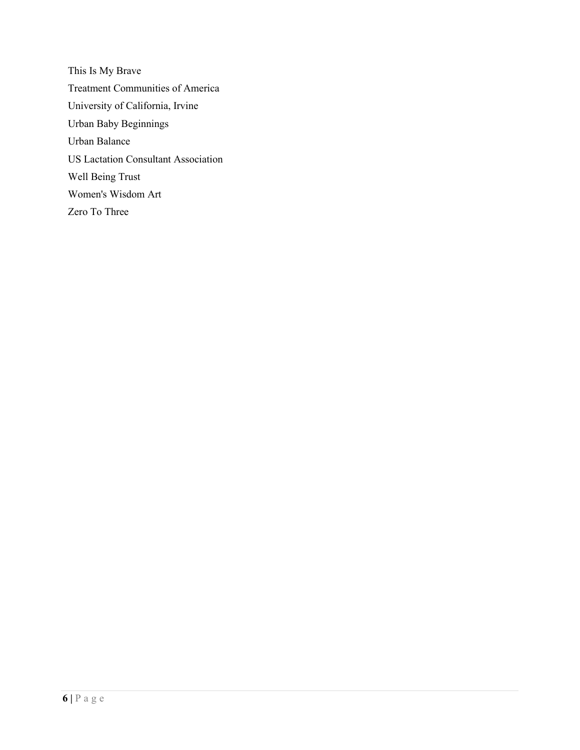This Is My Brave

Treatment Communities of America

University of California, Irvine

Urban Baby Beginnings

Urban Balance

US Lactation Consultant Association

Well Being Trust

Women's Wisdom Art

Zero To Three